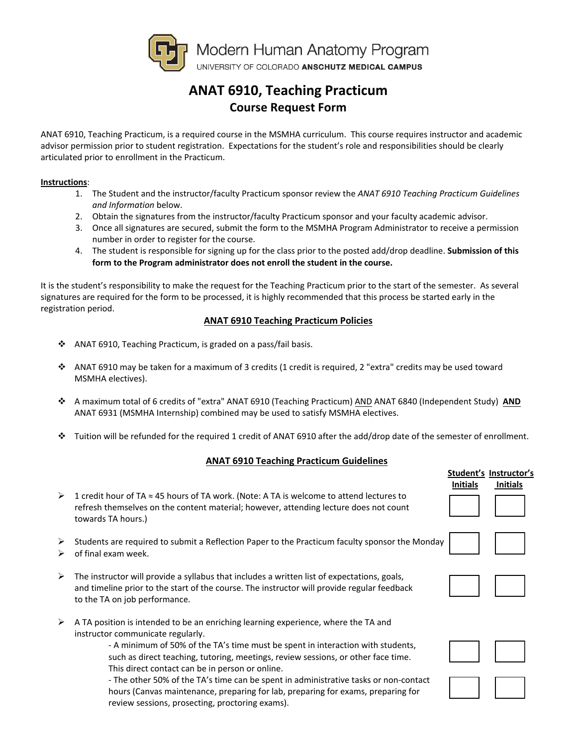Modern Human Anatomy Program
UNIVERSITY OF COLORADO **ANSCHUTZ MEDICAL CAMPUS**

# ANAT 6910, Teaching Practicum
## Course Request Form

ANAT 6910, Teaching Practicum, is a required course in the MSMHA curriculum. This course requires instructor and academic advisor permission prior to student registration. Expectations for the student's role and responsibilities should be clearly articulated prior to enrollment in the Practicum.

**Instructions**:

1. The Student and the instructor/faculty Practicum sponsor review the *ANAT 6910 Teaching Practicum Guidelines and Information* below.
2. Obtain the signatures from the instructor/faculty Practicum sponsor and your faculty academic advisor.
3. Once all signatures are secured, submit the form to the MSMHA Program Administrator to receive a permission number in order to register for the course.
4. The student is responsible for signing up for the class prior to the posted add/drop deadline. **Submission of this form to the Program administrator does not enroll the student in the course.**

It is the student's responsibility to make the request for the Teaching Practicum prior to the start of the semester. As several signatures are required for the form to be processed, it is highly recommended that this process be started early in the registration period.

### ANAT 6910 Teaching Practicum Policies

- ANAT 6910, Teaching Practicum, is graded on a pass/fail basis.
- ANAT 6910 may be taken for a maximum of 3 credits (1 credit is required, 2 "extra" credits may be used toward MSMHA electives).
- A maximum total of 6 credits of "extra" ANAT 6910 (Teaching Practicum) AND ANAT 6840 (Independent Study) **AND** ANAT 6931 (MSMHA Internship) combined may be used to satisfy MSMHA electives.
- Tuition will be refunded for the required 1 credit of ANAT 6910 after the add/drop date of the semester of enrollment.

### ANAT 6910 Teaching Practicum Guidelines

| Guideline | Student's Initials | Instructor's Initials |
|---|---|---|
| 1 credit hour of TA ≈ 45 hours of TA work. (Note: A TA is welcome to attend lectures to refresh themselves on the content material; however, attending lecture does not count towards TA hours.) | | |
| Students are required to submit a Reflection Paper to the Practicum faculty sponsor the Monday of final exam week. | | |
| The instructor will provide a syllabus that includes a written list of expectations, goals, and timeline prior to the start of the course. The instructor will provide regular feedback to the TA on job performance. | | |
| A TA position is intended to be an enriching learning experience, where the TA and instructor communicate regularly. - A minimum of 50% of the TA's time must be spent in interaction with students, such as direct teaching, tutoring, meetings, review sessions, or other face time. This direct contact can be in person or online. | | |
| - The other 50% of the TA's time can be spent in administrative tasks or non-contact hours (Canvas maintenance, preparing for lab, preparing for exams, preparing for review sessions, prosecting, proctoring exams). | | |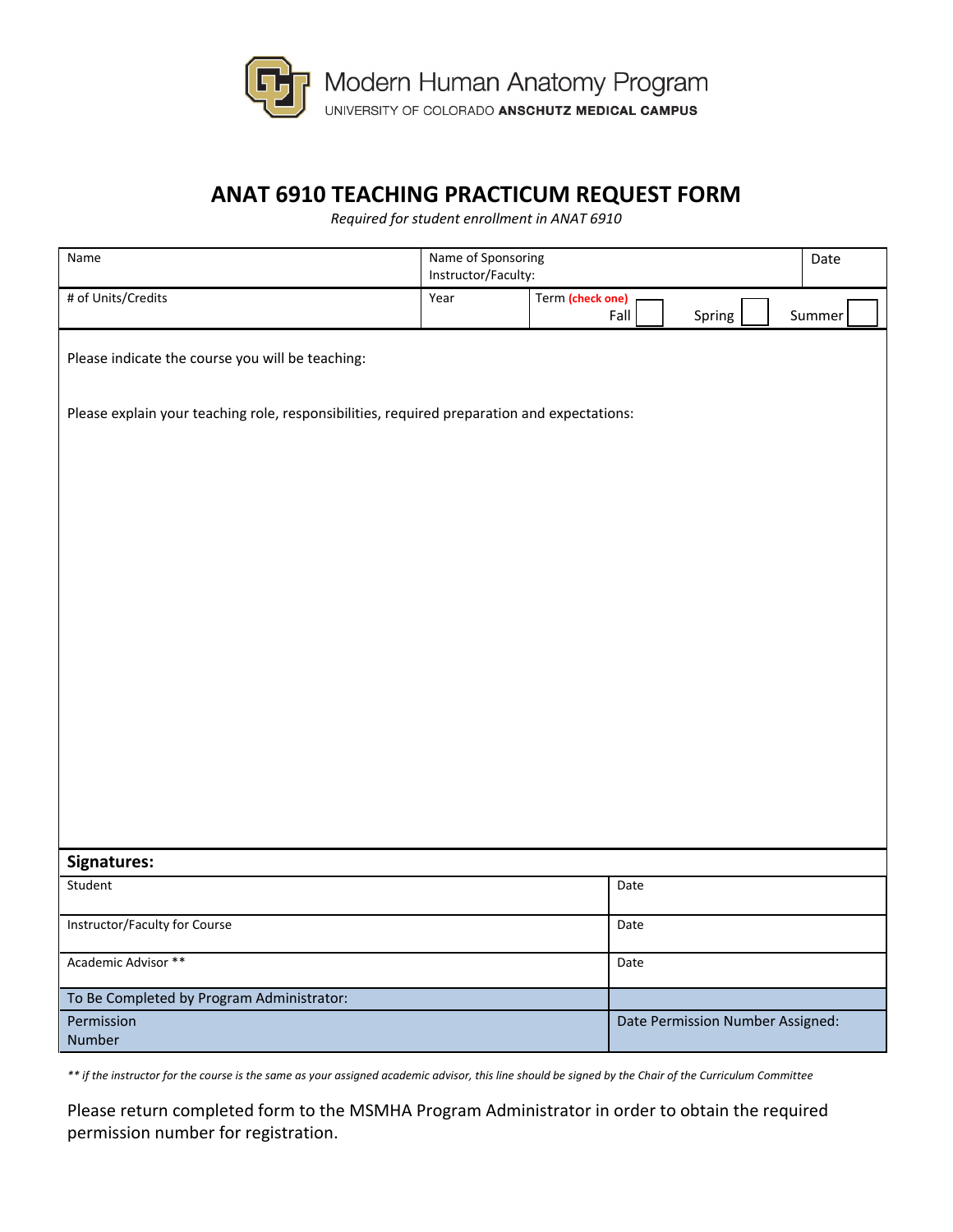Modern Human Anatomy Program
UNIVERSITY OF COLORADO **ANSCHUTZ MEDICAL CAMPUS**

# ANAT 6910 TEACHING PRACTICUM REQUEST FORM

*Required for student enrollment in ANAT 6910*

| | | | |
|---|---|---|---|
| Name | Name of Sponsoring Instructor/Faculty: | | Date |
| # of Units/Credits | Year | Term (check one) Fall ☐ Spring ☐ Summer ☐ | |

Please indicate the course you will be teaching:

Please explain your teaching role, responsibilities, required preparation and expectations:

## Signatures:

| | |
|---|---|
| Student | Date |
| Instructor/Faculty for Course | Date |
| Academic Advisor ** | Date |
| To Be Completed by Program Administrator: | |
| Permission Number | Date Permission Number Assigned: |

*** if the instructor for the course is the same as your assigned academic advisor, this line should be signed by the Chair of the Curriculum Committee*

Please return completed form to the MSMHA Program Administrator in order to obtain the required permission number for registration.